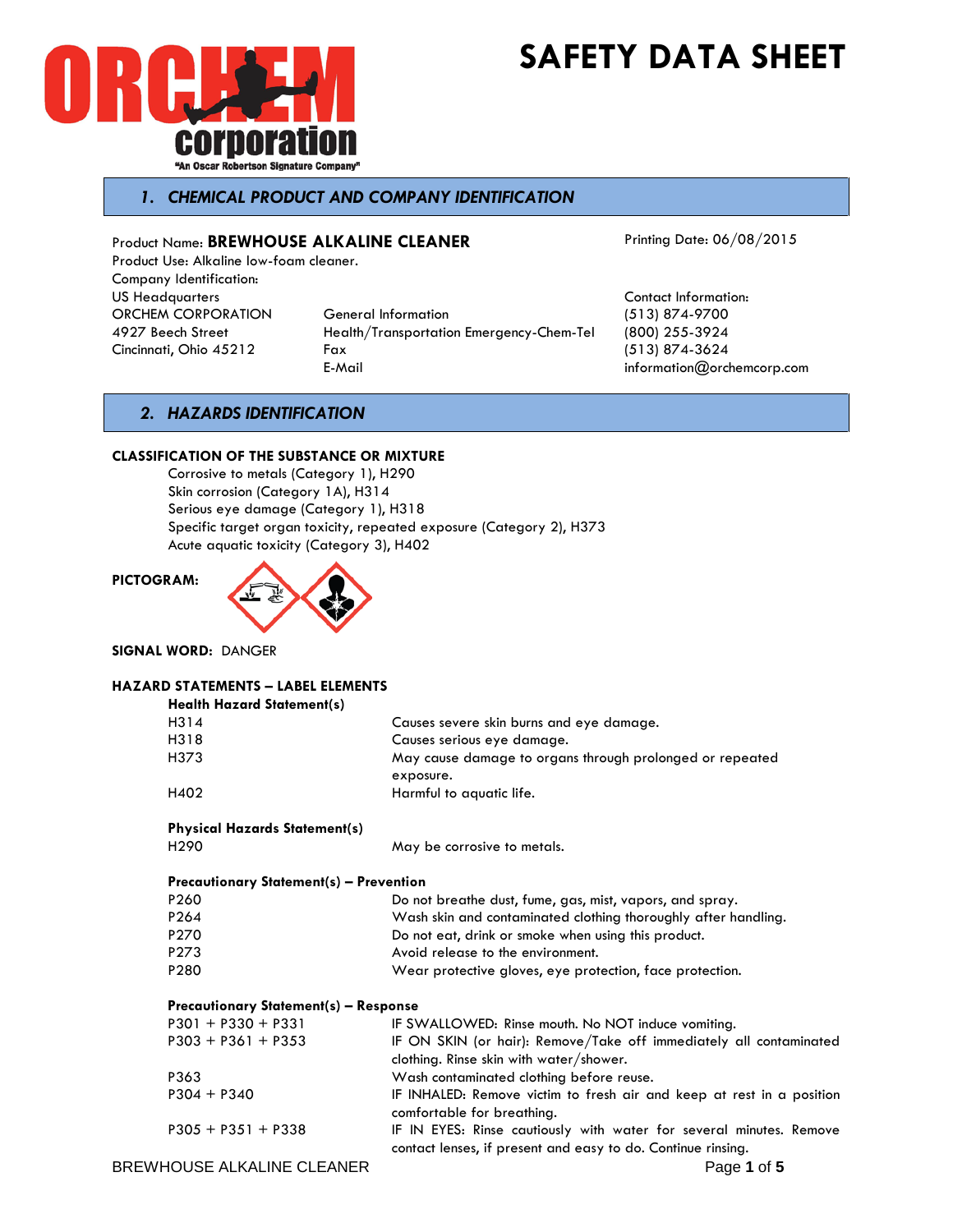ORCHEM corporation
"An Oscar Robertson Signature Company"

# SAFETY DATA SHEET

## 1. CHEMICAL PRODUCT AND COMPANY IDENTIFICATION

Product Name: **BREWHOUSE ALKALINE CLEANER**

Printing Date: 06/08/2015

Product Use: Alkaline low-foam cleaner.

Company Identification:

US Headquarters
ORCHEM CORPORATION
4927 Beech Street
Cincinnati, Ohio 45212

Contact Information:

| | |
|---|---|
| General Information | (513) 874-9700 |
| Health/Transportation Emergency-Chem-Tel | (800) 255-3924 |
| Fax | (513) 874-3624 |
| E-Mail | information@orchemcorp.com |

## 2. HAZARDS IDENTIFICATION

**CLASSIFICATION OF THE SUBSTANCE OR MIXTURE**

Corrosive to metals (Category 1), H290
Skin corrosion (Category 1A), H314
Serious eye damage (Category 1), H318
Specific target organ toxicity, repeated exposure (Category 2), H373
Acute aquatic toxicity (Category 3), H402

**PICTOGRAM:**

**SIGNAL WORD:** DANGER

**HAZARD STATEMENTS – LABEL ELEMENTS**

**Health Hazard Statement(s)**

| | |
|---|---|
| H314 | Causes severe skin burns and eye damage. |
| H318 | Causes serious eye damage. |
| H373 | May cause damage to organs through prolonged or repeated exposure. |
| H402 | Harmful to aquatic life. |

**Physical Hazards Statement(s)**

| | |
|---|---|
| H290 | May be corrosive to metals. |

**Precautionary Statement(s) – Prevention**

| | |
|---|---|
| P260 | Do not breathe dust, fume, gas, mist, vapors, and spray. |
| P264 | Wash skin and contaminated clothing thoroughly after handling. |
| P270 | Do not eat, drink or smoke when using this product. |
| P273 | Avoid release to the environment. |
| P280 | Wear protective gloves, eye protection, face protection. |

**Precautionary Statement(s) – Response**

| | |
|---|---|
| P301 + P330 + P331 | IF SWALLOWED: Rinse mouth. No NOT induce vomiting. |
| P303 + P361 + P353 | IF ON SKIN (or hair): Remove/Take off immediately all contaminated clothing. Rinse skin with water/shower. |
| P363 | Wash contaminated clothing before reuse. |
| P304 + P340 | IF INHALED: Remove victim to fresh air and keep at rest in a position comfortable for breathing. |
| P305 + P351 + P338 | IF IN EYES: Rinse cautiously with water for several minutes. Remove contact lenses, if present and easy to do. Continue rinsing. |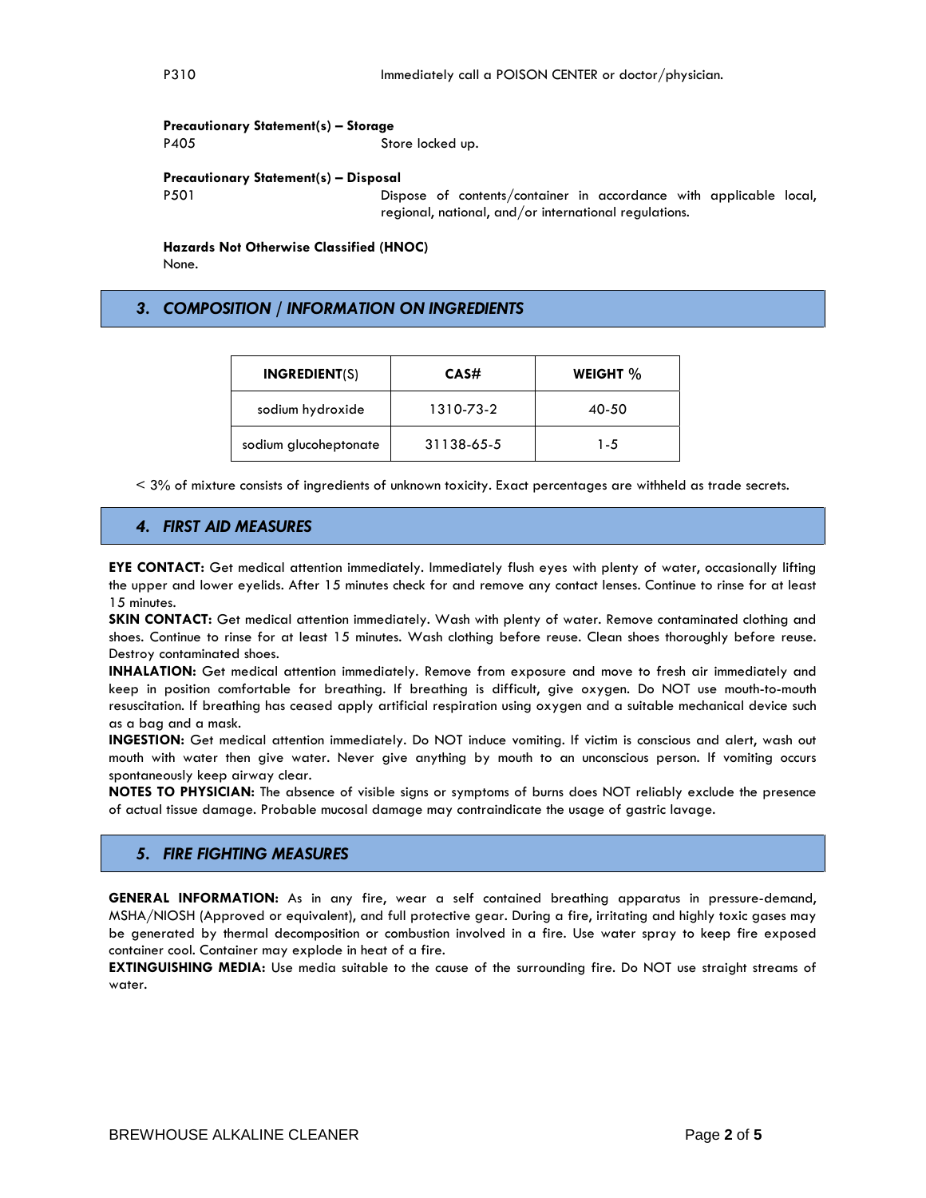P310 Immediately call a POISON CENTER or doctor/physician.

**Precautionary Statement(s) – Storage**

P405 Store locked up.

**Precautionary Statement(s) – Disposal**

P501 Dispose of contents/container in accordance with applicable local, regional, national, and/or international regulations.

**Hazards Not Otherwise Classified (HNOC)**

None.

## 3. COMPOSITION / INFORMATION ON INGREDIENTS

| **INGREDIENT**(S) | **CAS#** | **WEIGHT %** |
|---|---|---|
| sodium hydroxide | 1310-73-2 | 40-50 |
| sodium glucoheptonate | 31138-65-5 | 1-5 |

< 3% of mixture consists of ingredients of unknown toxicity. Exact percentages are withheld as trade secrets.

## 4. FIRST AID MEASURES

**EYE CONTACT:** Get medical attention immediately. Immediately flush eyes with plenty of water, occasionally lifting the upper and lower eyelids. After 15 minutes check for and remove any contact lenses. Continue to rinse for at least 15 minutes.

**SKIN CONTACT:** Get medical attention immediately. Wash with plenty of water. Remove contaminated clothing and shoes. Continue to rinse for at least 15 minutes. Wash clothing before reuse. Clean shoes thoroughly before reuse. Destroy contaminated shoes.

**INHALATION:** Get medical attention immediately. Remove from exposure and move to fresh air immediately and keep in position comfortable for breathing. If breathing is difficult, give oxygen. Do NOT use mouth-to-mouth resuscitation. If breathing has ceased apply artificial respiration using oxygen and a suitable mechanical device such as a bag and a mask.

**INGESTION:** Get medical attention immediately. Do NOT induce vomiting. If victim is conscious and alert, wash out mouth with water then give water. Never give anything by mouth to an unconscious person. If vomiting occurs spontaneously keep airway clear.

**NOTES TO PHYSICIAN:** The absence of visible signs or symptoms of burns does NOT reliably exclude the presence of actual tissue damage. Probable mucosal damage may contraindicate the usage of gastric lavage.

## 5. FIRE FIGHTING MEASURES

**GENERAL INFORMATION:** As in any fire, wear a self contained breathing apparatus in pressure-demand, MSHA/NIOSH (Approved or equivalent), and full protective gear. During a fire, irritating and highly toxic gases may be generated by thermal decomposition or combustion involved in a fire. Use water spray to keep fire exposed container cool. Container may explode in heat of a fire.

**EXTINGUISHING MEDIA:** Use media suitable to the cause of the surrounding fire. Do NOT use straight streams of water.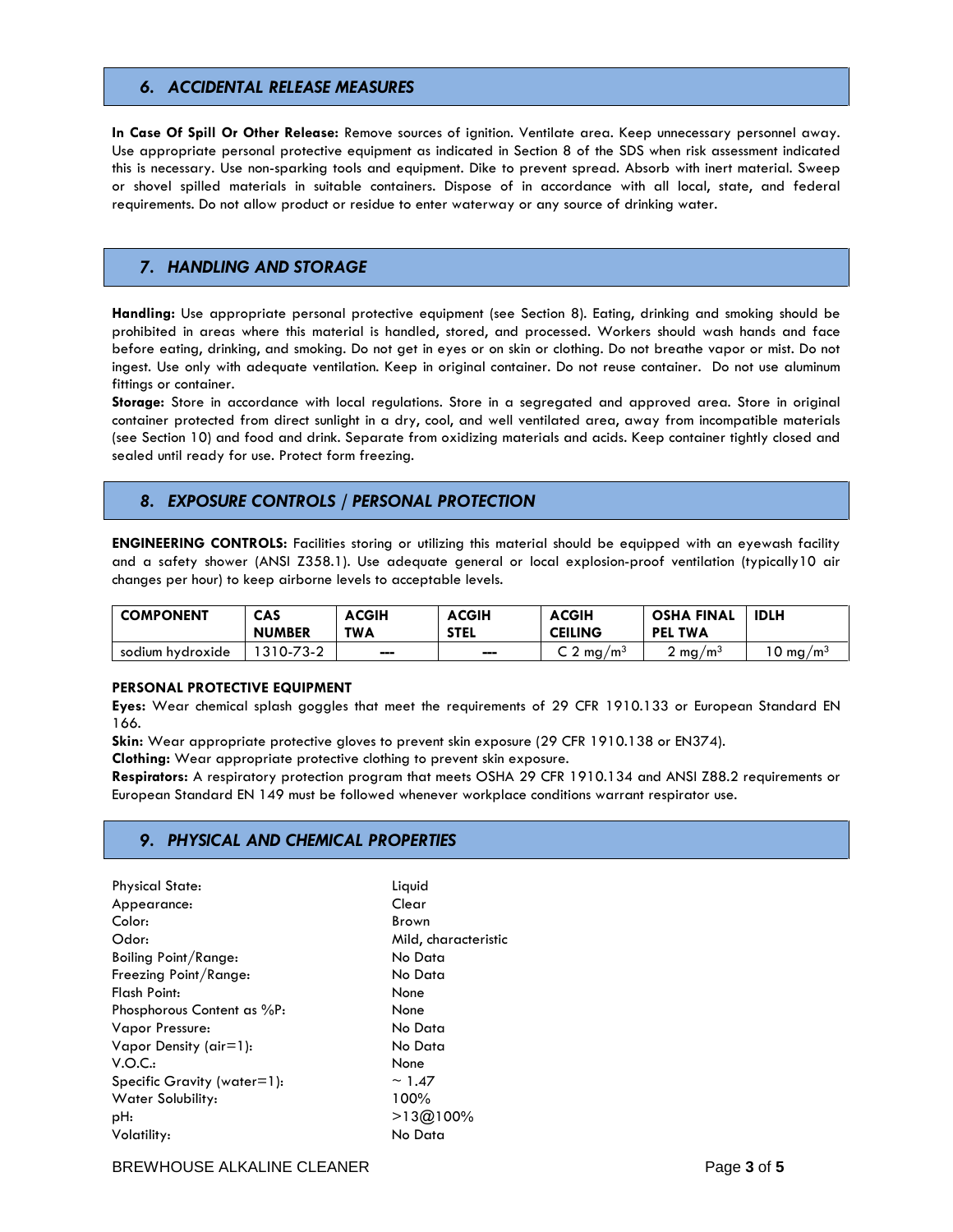## 6. ACCIDENTAL RELEASE MEASURES

**In Case Of Spill Or Other Release:** Remove sources of ignition. Ventilate area. Keep unnecessary personnel away. Use appropriate personal protective equipment as indicated in Section 8 of the SDS when risk assessment indicated this is necessary. Use non-sparking tools and equipment. Dike to prevent spread. Absorb with inert material. Sweep or shovel spilled materials in suitable containers. Dispose of in accordance with all local, state, and federal requirements. Do not allow product or residue to enter waterway or any source of drinking water.

## 7. HANDLING AND STORAGE

**Handling:** Use appropriate personal protective equipment (see Section 8). Eating, drinking and smoking should be prohibited in areas where this material is handled, stored, and processed. Workers should wash hands and face before eating, drinking, and smoking. Do not get in eyes or on skin or clothing. Do not breathe vapor or mist. Do not ingest. Use only with adequate ventilation. Keep in original container. Do not reuse container. Do not use aluminum fittings or container.

**Storage:** Store in accordance with local regulations. Store in a segregated and approved area. Store in original container protected from direct sunlight in a dry, cool, and well ventilated area, away from incompatible materials (see Section 10) and food and drink. Separate from oxidizing materials and acids. Keep container tightly closed and sealed until ready for use. Protect form freezing.

## 8. EXPOSURE CONTROLS / PERSONAL PROTECTION

**ENGINEERING CONTROLS:** Facilities storing or utilizing this material should be equipped with an eyewash facility and a safety shower (ANSI Z358.1). Use adequate general or local explosion-proof ventilation (typically10 air changes per hour) to keep airborne levels to acceptable levels.

| COMPONENT | CAS NUMBER | ACGIH TWA | ACGIH STEL | ACGIH CEILING | OSHA FINAL PEL TWA | IDLH |
|---|---|---|---|---|---|---|
| sodium hydroxide | 1310-73-2 | --- | --- | C 2 mg/m$^3$ | 2 mg/m$^3$ | 10 mg/m$^3$ |

**PERSONAL PROTECTIVE EQUIPMENT**

**Eyes:** Wear chemical splash goggles that meet the requirements of 29 CFR 1910.133 or European Standard EN 166.

**Skin:** Wear appropriate protective gloves to prevent skin exposure (29 CFR 1910.138 or EN374).

**Clothing:** Wear appropriate protective clothing to prevent skin exposure.

**Respirators:** A respiratory protection program that meets OSHA 29 CFR 1910.134 and ANSI Z88.2 requirements or European Standard EN 149 must be followed whenever workplace conditions warrant respirator use.

## 9. PHYSICAL AND CHEMICAL PROPERTIES

| | |
|---|---|
| Physical State: | Liquid |
| Appearance: | Clear |
| Color: | Brown |
| Odor: | Mild, characteristic |
| Boiling Point/Range: | No Data |
| Freezing Point/Range: | No Data |
| Flash Point: | None |
| Phosphorous Content as %P: | None |
| Vapor Pressure: | No Data |
| Vapor Density (air=1): | No Data |
| V.O.C.: | None |
| Specific Gravity (water=1): | ~ 1.47 |
| Water Solubility: | 100% |
| pH: | >13@100% |
| Volatility: | No Data |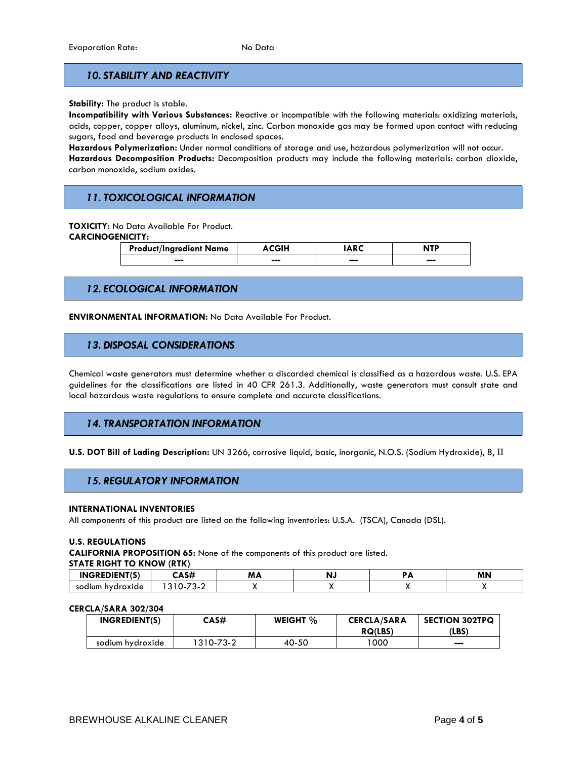Evaporation Rate: No Data

## 10. STABILITY AND REACTIVITY

**Stability:** The product is stable.
**Incompatibility with Various Substances:** Reactive or incompatible with the following materials: oxidizing materials, acids, copper, copper alloys, aluminum, nickel, zinc. Carbon monoxide gas may be formed upon contact with reducing sugars, food and beverage products in enclosed spaces.
**Hazardous Polymerization:** Under normal conditions of storage and use, hazardous polymerization will not occur.
**Hazardous Decomposition Products:** Decomposition products may include the following materials: carbon dioxide, carbon monoxide, sodium oxides.

## 11. TOXICOLOGICAL INFORMATION

**TOXICITY:** No Data Available For Product.
**CARCINOGENICITY:**

| Product/Ingredient Name | ACGIH | IARC | NTP |
|---|---|---|---|
| --- | --- | --- | --- |

## 12. ECOLOGICAL INFORMATION

**ENVIRONMENTAL INFORMATION:** No Data Available For Product.

## 13. DISPOSAL CONSIDERATIONS

Chemical waste generators must determine whether a discarded chemical is classified as a hazardous waste. U.S. EPA guidelines for the classifications are listed in 40 CFR 261.3. Additionally, waste generators must consult state and local hazardous waste regulations to ensure complete and accurate classifications.

## 14. TRANSPORTATION INFORMATION

**U.S. DOT Bill of Lading Description:** UN 3266, corrosive liquid, basic, inorganic, N.O.S. (Sodium Hydroxide), 8, II

## 15. REGULATORY INFORMATION

**INTERNATIONAL INVENTORIES**
All components of this product are listed on the following inventories: U.S.A. (TSCA), Canada (DSL).

**U.S. REGULATIONS**
**CALIFORNIA PROPOSITION 65:** None of the components of this product are listed.
**STATE RIGHT TO KNOW (RTK)**

| INGREDIENT(S) | CAS# | MA | NJ | PA | MN |
|---|---|---|---|---|---|
| sodium hydroxide | 1310-73-2 | X | X | X | X |

**CERCLA/SARA 302/304**

| INGREDIENT(S) | CAS# | WEIGHT % | CERCLA/SARA RQ(LBS) | SECTION 302TPQ (LBS) |
|---|---|---|---|---|
| sodium hydroxide | 1310-73-2 | 40-50 | 1000 | --- |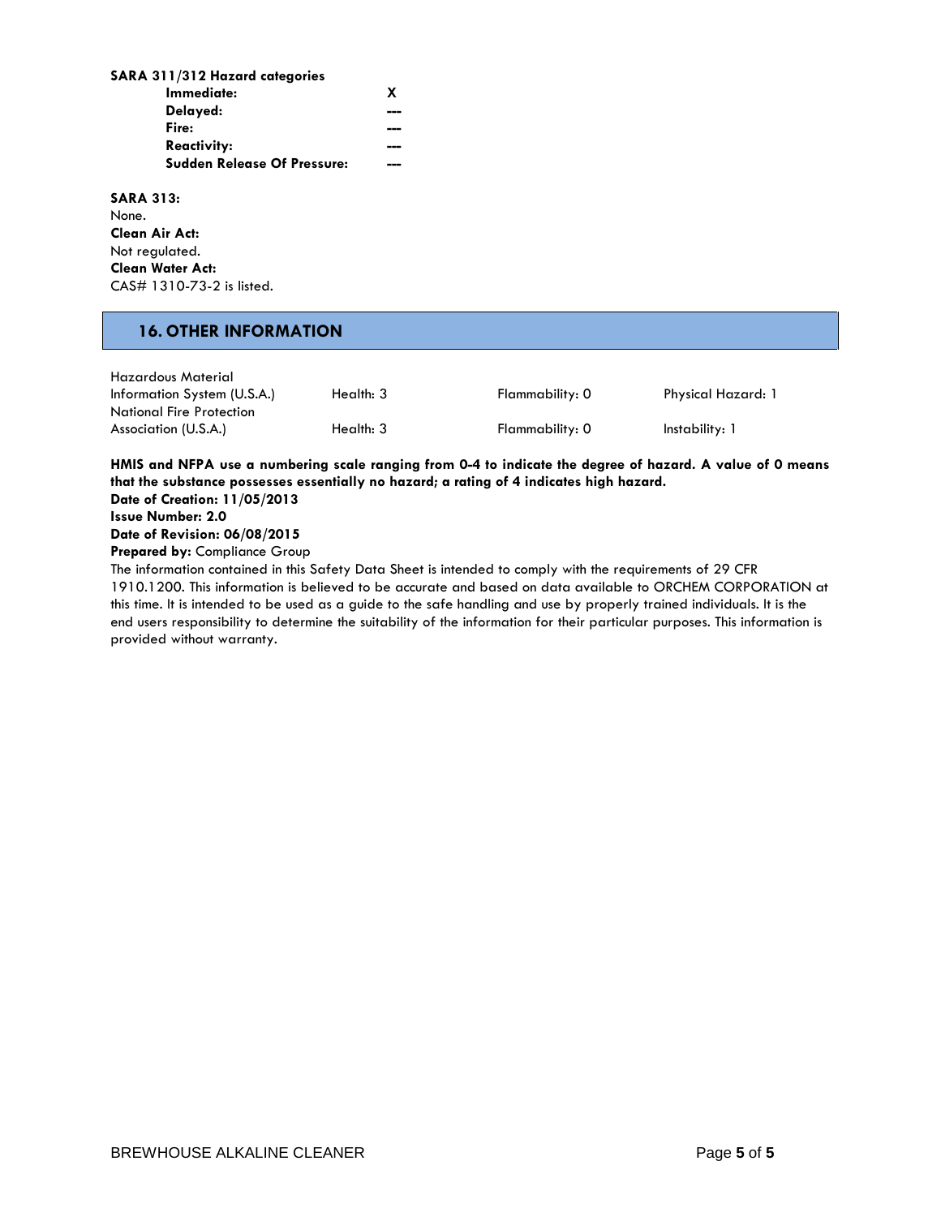**SARA 311/312 Hazard categories**

| | |
|---|---|
| **Immediate:** | X |
| **Delayed:** | --- |
| **Fire:** | --- |
| **Reactivity:** | --- |
| **Sudden Release Of Pressure:** | --- |

**SARA 313:**
None.
**Clean Air Act:**
Not regulated.
**Clean Water Act:**
CAS# 1310-73-2 is listed.

## 16. OTHER INFORMATION

| | | | |
|---|---|---|---|
| Hazardous Material Information System (U.S.A.) | Health: 3 | Flammability: 0 | Physical Hazard: 1 |
| National Fire Protection Association (U.S.A.) | Health: 3 | Flammability: 0 | Instability: 1 |

**HMIS and NFPA use a numbering scale ranging from 0-4 to indicate the degree of hazard. A value of 0 means that the substance possesses essentially no hazard; a rating of 4 indicates high hazard.**
**Date of Creation: 11/05/2013**
**Issue Number: 2.0**
**Date of Revision: 06/08/2015**
**Prepared by:** Compliance Group
The information contained in this Safety Data Sheet is intended to comply with the requirements of 29 CFR 1910.1200. This information is believed to be accurate and based on data available to ORCHEM CORPORATION at this time. It is intended to be used as a guide to the safe handling and use by properly trained individuals. It is the end users responsibility to determine the suitability of the information for their particular purposes. This information is provided without warranty.